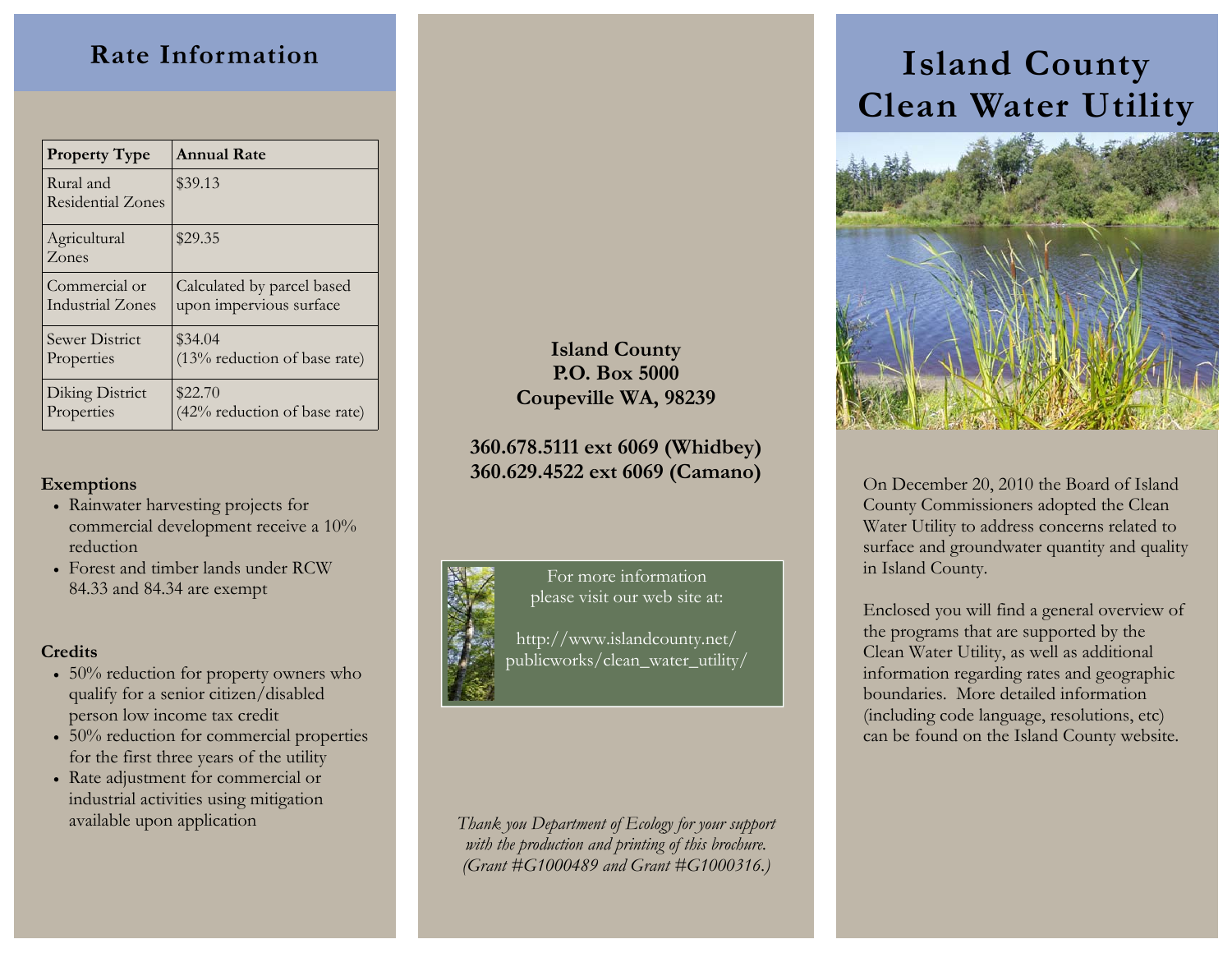# Island County Clean Water Utility

On December 20, 2010 the Board of Island County Commissioners adopted the Clean Water Utility to address concerns related to surface and groundwater quantity and quality in Island County.

Enclosed you will find a general overview of the programs that are supported by the Clean Water Utility, as well as additional information regarding rates and geographic boundaries. More detailed information (including code language, resolutions, etc) can be found on the Island County website.

## Rate Information

| Property Type | Annual Rate |
|---|---|
| Rural and Residential Zones | $39.13 |
| Agricultural Zones | $29.35 |
| Commercial or Industrial Zones | Calculated by parcel based upon impervious surface |
| Sewer District Properties | $34.04 (13% reduction of base rate) |
| Diking District Properties | $22.70 (42% reduction of base rate) |

**Exemptions**

- Rainwater harvesting projects for commercial development receive a 10% reduction
- Forest and timber lands under RCW 84.33 and 84.34 are exempt

**Credits**

- 50% reduction for property owners who qualify for a senior citizen/disabled person low income tax credit
- 50% reduction for commercial properties for the first three years of the utility
- Rate adjustment for commercial or industrial activities using mitigation available upon application

**Island County**
**P.O. Box 5000**
**Coupeville WA, 98239**

**360.678.5111 ext 6069 (Whidbey)**
**360.629.4522 ext 6069 (Camano)**

For more information please visit our web site at:

http://www.islandcounty.net/publicworks/clean_water_utility/

*Thank you Department of Ecology for your support with the production and printing of this brochure. (Grant #G1000489 and Grant #G1000316.)*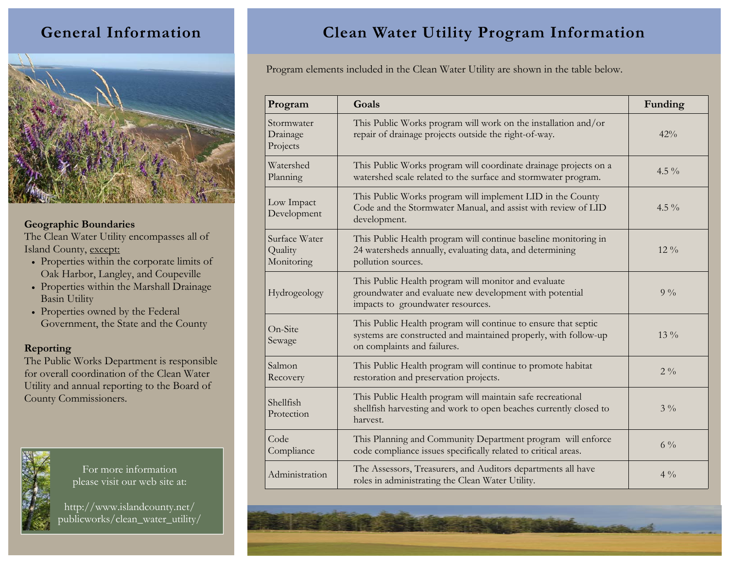## General Information

**Geographic Boundaries**

The Clean Water Utility encompasses all of Island County, <u>except:</u>

- Properties within the corporate limits of Oak Harbor, Langley, and Coupeville
- Properties within the Marshall Drainage Basin Utility
- Properties owned by the Federal Government, the State and the County

**Reporting**

The Public Works Department is responsible for overall coordination of the Clean Water Utility and annual reporting to the Board of County Commissioners.

For more information please visit our web site at:

http://www.islandcounty.net/publicworks/clean_water_utility/

## Clean Water Utility Program Information

Program elements included in the Clean Water Utility are shown in the table below.

| Program | Goals | Funding |
|---|---|---|
| Stormwater Drainage Projects | This Public Works program will work on the installation and/or repair of drainage projects outside the right-of-way. | 42% |
| Watershed Planning | This Public Works program will coordinate drainage projects on a watershed scale related to the surface and stormwater program. | 4.5 % |
| Low Impact Development | This Public Works program will implement LID in the County Code and the Stormwater Manual, and assist with review of LID development. | 4.5 % |
| Surface Water Quality Monitoring | This Public Health program will continue baseline monitoring in 24 watersheds annually, evaluating data, and determining pollution sources. | 12 % |
| Hydrogeology | This Public Health program will monitor and evaluate groundwater and evaluate new development with potential impacts to groundwater resources. | 9 % |
| On-Site Sewage | This Public Health program will continue to ensure that septic systems are constructed and maintained properly, with follow-up on complaints and failures. | 13 % |
| Salmon Recovery | This Public Health program will continue to promote habitat restoration and preservation projects. | 2 % |
| Shellfish Protection | This Public Health program will maintain safe recreational shellfish harvesting and work to open beaches currently closed to harvest. | 3 % |
| Code Compliance | This Planning and Community Department program will enforce code compliance issues specifically related to critical areas. | 6 % |
| Administration | The Assessors, Treasurers, and Auditors departments all have roles in administrating the Clean Water Utility. | 4 % |